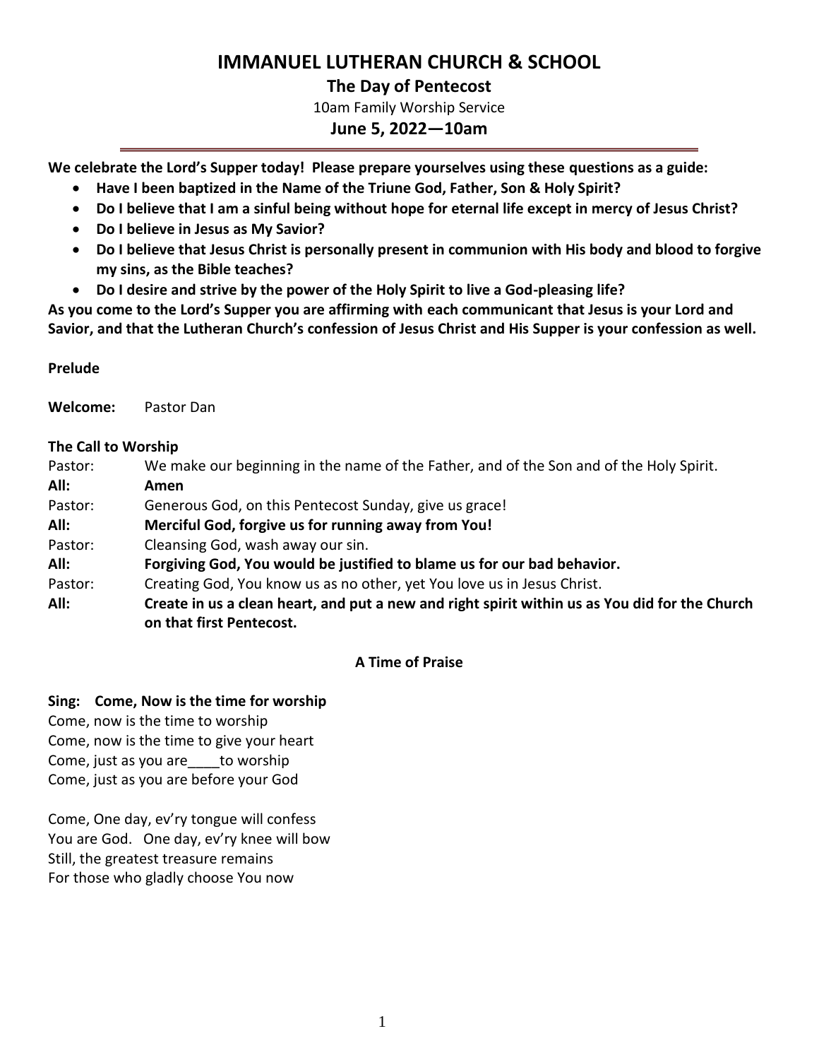# IMMANUEL LUTHERAN CHURCH & SCHOOL

## The Day of Pentecost

10am Family Worship Service

**June 5, 2022—10am**

---

**We celebrate the Lord's Supper today! Please prepare yourselves using these questions as a guide:**

- **Have I been baptized in the Name of the Triune God, Father, Son & Holy Spirit?**
- **Do I believe that I am a sinful being without hope for eternal life except in mercy of Jesus Christ?**
- **Do I believe in Jesus as My Savior?**
- **Do I believe that Jesus Christ is personally present in communion with His body and blood to forgive my sins, as the Bible teaches?**
- **Do I desire and strive by the power of the Holy Spirit to live a God-pleasing life?**

**As you come to the Lord's Supper you are affirming with each communicant that Jesus is your Lord and Savior, and that the Lutheran Church's confession of Jesus Christ and His Supper is your confession as well.**

**Prelude**

**Welcome:** Pastor Dan

**The Call to Worship**

Pastor: We make our beginning in the name of the Father, and of the Son and of the Holy Spirit.

**All: Amen**

Pastor: Generous God, on this Pentecost Sunday, give us grace!

**All: Merciful God, forgive us for running away from You!**

Pastor: Cleansing God, wash away our sin.

**All: Forgiving God, You would be justified to blame us for our bad behavior.**

Pastor: Creating God, You know us as no other, yet You love us in Jesus Christ.

**All: Create in us a clean heart, and put a new and right spirit within us as You did for the Church on that first Pentecost.**

**A Time of Praise**

**Sing: Come, Now is the time for worship**

Come, now is the time to worship
Come, now is the time to give your heart
Come, just as you are____to worship
Come, just as you are before your God

Come, One day, ev'ry tongue will confess
You are God. One day, ev'ry knee will bow
Still, the greatest treasure remains
For those who gladly choose You now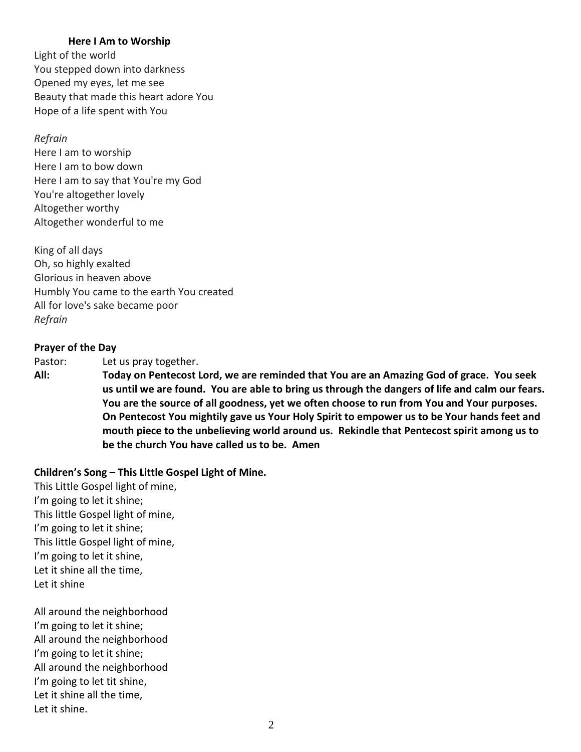**Here I Am to Worship**

Light of the world
You stepped down into darkness
Opened my eyes, let me see
Beauty that made this heart adore You
Hope of a life spent with You

*Refrain*
Here I am to worship
Here I am to bow down
Here I am to say that You're my God
You're altogether lovely
Altogether worthy
Altogether wonderful to me

King of all days
Oh, so highly exalted
Glorious in heaven above
Humbly You came to the earth You created
All for love's sake became poor
*Refrain*

**Prayer of the Day**

Pastor: Let us pray together.

**All: Today on Pentecost Lord, we are reminded that You are an Amazing God of grace. You seek us until we are found. You are able to bring us through the dangers of life and calm our fears. You are the source of all goodness, yet we often choose to run from You and Your purposes. On Pentecost You mightily gave us Your Holy Spirit to empower us to be Your hands feet and mouth piece to the unbelieving world around us. Rekindle that Pentecost spirit among us to be the church You have called us to be. Amen**

**Children's Song – This Little Gospel Light of Mine.**

This Little Gospel light of mine,
I'm going to let it shine;
This little Gospel light of mine,
I'm going to let it shine;
This little Gospel light of mine,
I'm going to let it shine,
Let it shine all the time,
Let it shine

All around the neighborhood
I'm going to let it shine;
All around the neighborhood
I'm going to let it shine;
All around the neighborhood
I'm going to let tit shine,
Let it shine all the time,
Let it shine.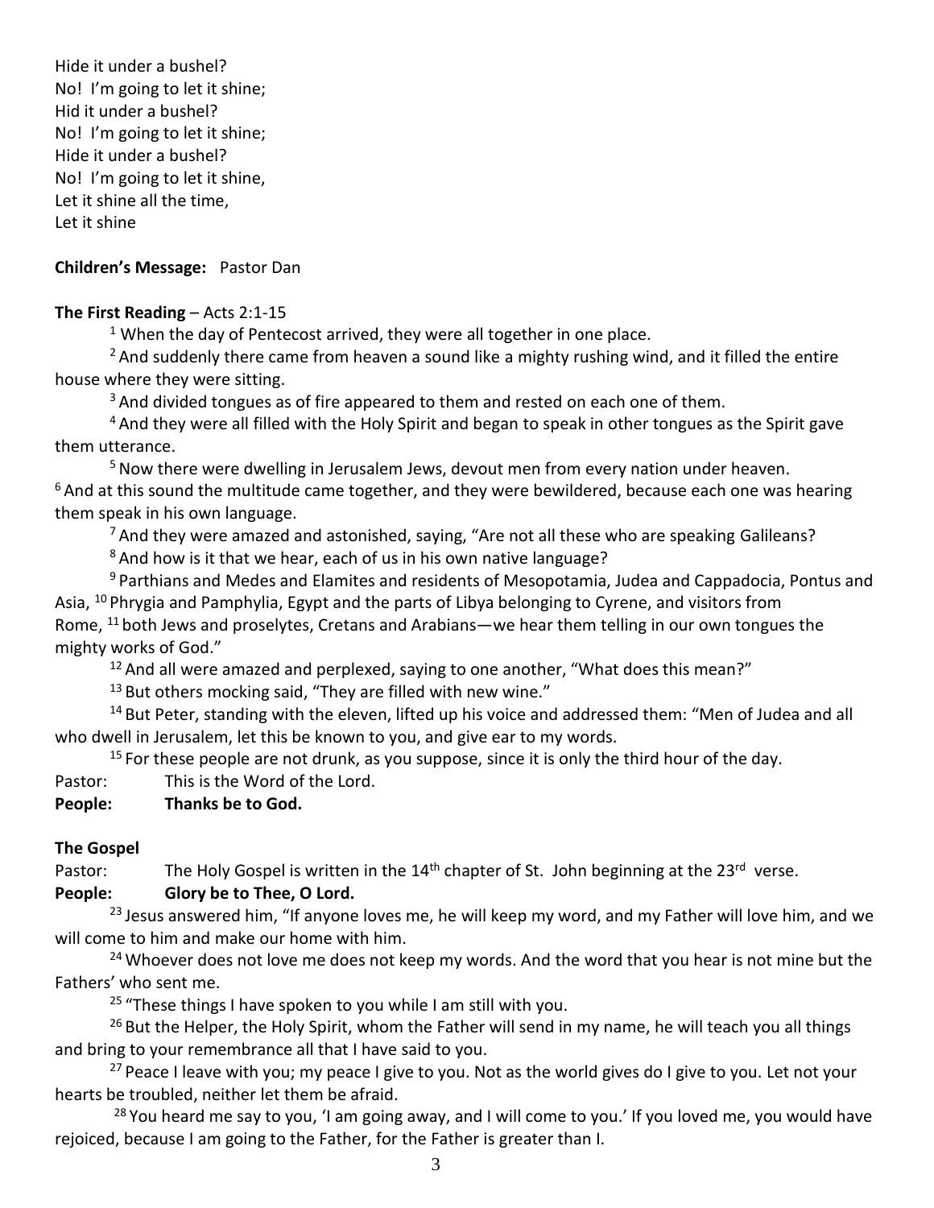Hide it under a bushel?
No! I'm going to let it shine;
Hid it under a bushel?
No! I'm going to let it shine;
Hide it under a bushel?
No! I'm going to let it shine,
Let it shine all the time,
Let it shine

**Children's Message:** Pastor Dan

**The First Reading** – Acts 2:1-15

[1] When the day of Pentecost arrived, they were all together in one place.

[2] And suddenly there came from heaven a sound like a mighty rushing wind, and it filled the entire house where they were sitting.

[3] And divided tongues as of fire appeared to them and rested on each one of them.

[4] And they were all filled with the Holy Spirit and began to speak in other tongues as the Spirit gave them utterance.

[5] Now there were dwelling in Jerusalem Jews, devout men from every nation under heaven.
[6] And at this sound the multitude came together, and they were bewildered, because each one was hearing them speak in his own language.

[7] And they were amazed and astonished, saying, "Are not all these who are speaking Galileans?

[8] And how is it that we hear, each of us in his own native language?

[9] Parthians and Medes and Elamites and residents of Mesopotamia, Judea and Cappadocia, Pontus and Asia, [10] Phrygia and Pamphylia, Egypt and the parts of Libya belonging to Cyrene, and visitors from Rome, [11] both Jews and proselytes, Cretans and Arabians—we hear them telling in our own tongues the mighty works of God."

[12] And all were amazed and perplexed, saying to one another, "What does this mean?"

[13] But others mocking said, "They are filled with new wine."

[14] But Peter, standing with the eleven, lifted up his voice and addressed them: "Men of Judea and all who dwell in Jerusalem, let this be known to you, and give ear to my words.

[15] For these people are not drunk, as you suppose, since it is only the third hour of the day.

Pastor: This is the Word of the Lord.
**People: Thanks be to God.**

**The Gospel**

Pastor: The Holy Gospel is written in the 14th chapter of St. John beginning at the 23rd verse.
**People: Glory be to Thee, O Lord.**

[23] Jesus answered him, "If anyone loves me, he will keep my word, and my Father will love him, and we will come to him and make our home with him.

[24] Whoever does not love me does not keep my words. And the word that you hear is not mine but the Fathers' who sent me.

[25] "These things I have spoken to you while I am still with you.

[26] But the Helper, the Holy Spirit, whom the Father will send in my name, he will teach you all things and bring to your remembrance all that I have said to you.

[27] Peace I leave with you; my peace I give to you. Not as the world gives do I give to you. Let not your hearts be troubled, neither let them be afraid.

[28] You heard me say to you, 'I am going away, and I will come to you.' If you loved me, you would have rejoiced, because I am going to the Father, for the Father is greater than I.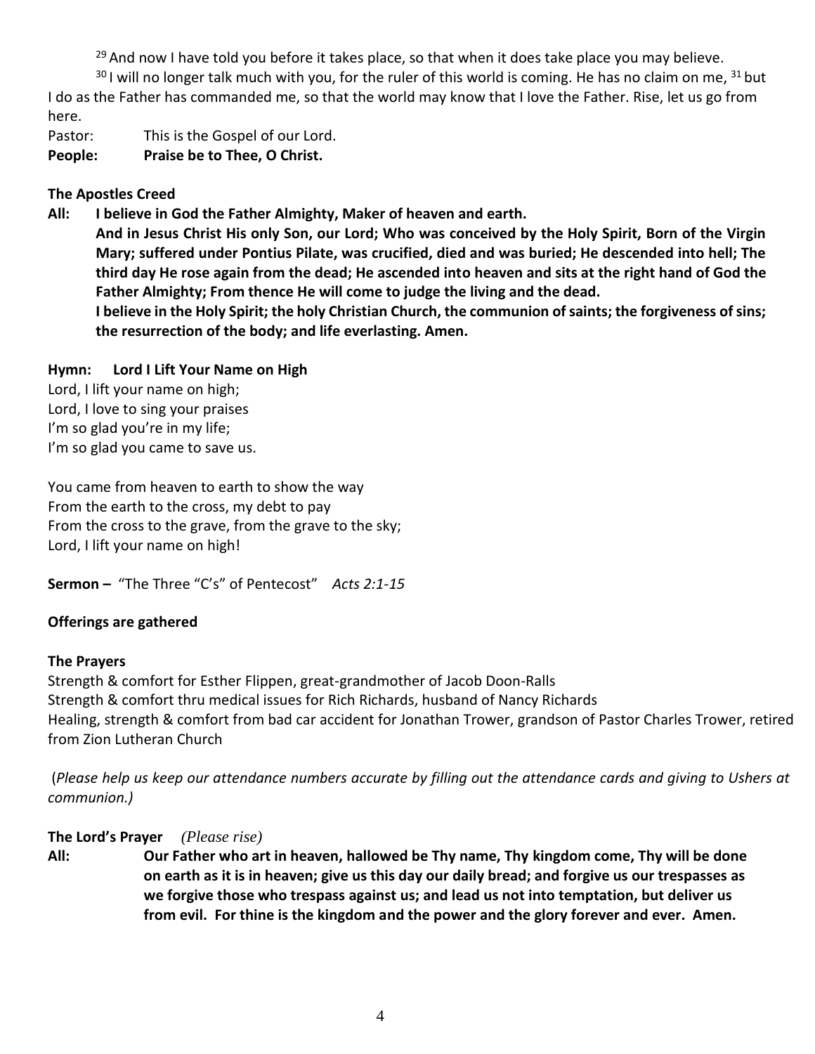[29] And now I have told you before it takes place, so that when it does take place you may believe.

[30] I will no longer talk much with you, for the ruler of this world is coming. He has no claim on me, [31] but I do as the Father has commanded me, so that the world may know that I love the Father. Rise, let us go from here.

Pastor: This is the Gospel of our Lord.
**People: Praise be to Thee, O Christ.**

**The Apostles Creed**

**All: I believe in God the Father Almighty, Maker of heaven and earth.**
**And in Jesus Christ His only Son, our Lord; Who was conceived by the Holy Spirit, Born of the Virgin Mary; suffered under Pontius Pilate, was crucified, died and was buried; He descended into hell; The third day He rose again from the dead; He ascended into heaven and sits at the right hand of God the Father Almighty; From thence He will come to judge the living and the dead.**
**I believe in the Holy Spirit; the holy Christian Church, the communion of saints; the forgiveness of sins; the resurrection of the body; and life everlasting. Amen.**

**Hymn: Lord I Lift Your Name on High**

Lord, I lift your name on high;
Lord, I love to sing your praises
I'm so glad you're in my life;
I'm so glad you came to save us.

You came from heaven to earth to show the way
From the earth to the cross, my debt to pay
From the cross to the grave, from the grave to the sky;
Lord, I lift your name on high!

**Sermon –** "The Three "C's" of Pentecost" *Acts 2:1-15*

**Offerings are gathered**

**The Prayers**

Strength & comfort for Esther Flippen, great-grandmother of Jacob Doon-Ralls
Strength & comfort thru medical issues for Rich Richards, husband of Nancy Richards
Healing, strength & comfort from bad car accident for Jonathan Trower, grandson of Pastor Charles Trower, retired from Zion Lutheran Church

(*Please help us keep our attendance numbers accurate by filling out the attendance cards and giving to Ushers at communion.)*

**The Lord's Prayer** *(Please rise)*

**All: Our Father who art in heaven, hallowed be Thy name, Thy kingdom come, Thy will be done on earth as it is in heaven; give us this day our daily bread; and forgive us our trespasses as we forgive those who trespass against us; and lead us not into temptation, but deliver us from evil. For thine is the kingdom and the power and the glory forever and ever. Amen.**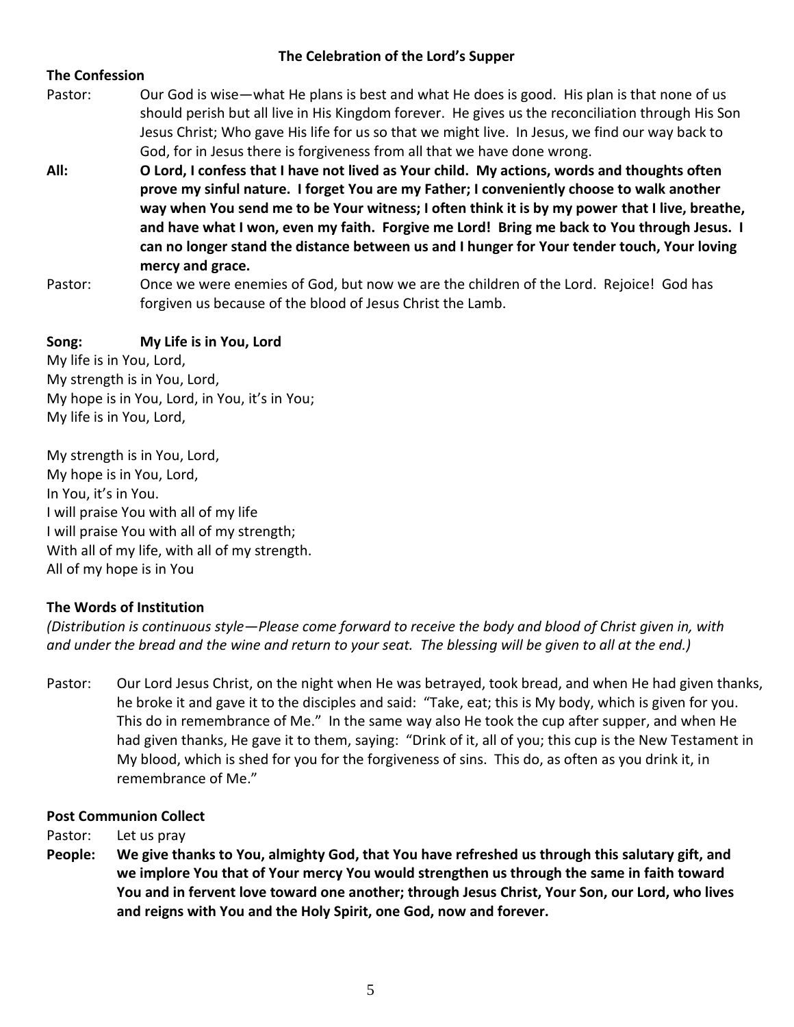## The Celebration of the Lord's Supper

### The Confession

Pastor: Our God is wise—what He plans is best and what He does is good. His plan is that none of us should perish but all live in His Kingdom forever. He gives us the reconciliation through His Son Jesus Christ; Who gave His life for us so that we might live. In Jesus, we find our way back to God, for in Jesus there is forgiveness from all that we have done wrong.

**All: O Lord, I confess that I have not lived as Your child. My actions, words and thoughts often prove my sinful nature. I forget You are my Father; I conveniently choose to walk another way when You send me to be Your witness; I often think it is by my power that I live, breathe, and have what I won, even my faith. Forgive me Lord! Bring me back to You through Jesus. I can no longer stand the distance between us and I hunger for Your tender touch, Your loving mercy and grace.**

Pastor: Once we were enemies of God, but now we are the children of the Lord. Rejoice! God has forgiven us because of the blood of Jesus Christ the Lamb.

**Song: My Life is in You, Lord**

My life is in You, Lord,
My strength is in You, Lord,
My hope is in You, Lord, in You, it's in You;
My life is in You, Lord,

My strength is in You, Lord,
My hope is in You, Lord,
In You, it's in You.
I will praise You with all of my life
I will praise You with all of my strength;
With all of my life, with all of my strength.
All of my hope is in You

### The Words of Institution

*(Distribution is continuous style—Please come forward to receive the body and blood of Christ given in, with and under the bread and the wine and return to your seat. The blessing will be given to all at the end.)*

Pastor: Our Lord Jesus Christ, on the night when He was betrayed, took bread, and when He had given thanks, he broke it and gave it to the disciples and said: "Take, eat; this is My body, which is given for you. This do in remembrance of Me." In the same way also He took the cup after supper, and when He had given thanks, He gave it to them, saying: "Drink of it, all of you; this cup is the New Testament in My blood, which is shed for you for the forgiveness of sins. This do, as often as you drink it, in remembrance of Me."

### Post Communion Collect

Pastor: Let us pray

**People: We give thanks to You, almighty God, that You have refreshed us through this salutary gift, and we implore You that of Your mercy You would strengthen us through the same in faith toward You and in fervent love toward one another; through Jesus Christ, Your Son, our Lord, who lives and reigns with You and the Holy Spirit, one God, now and forever.**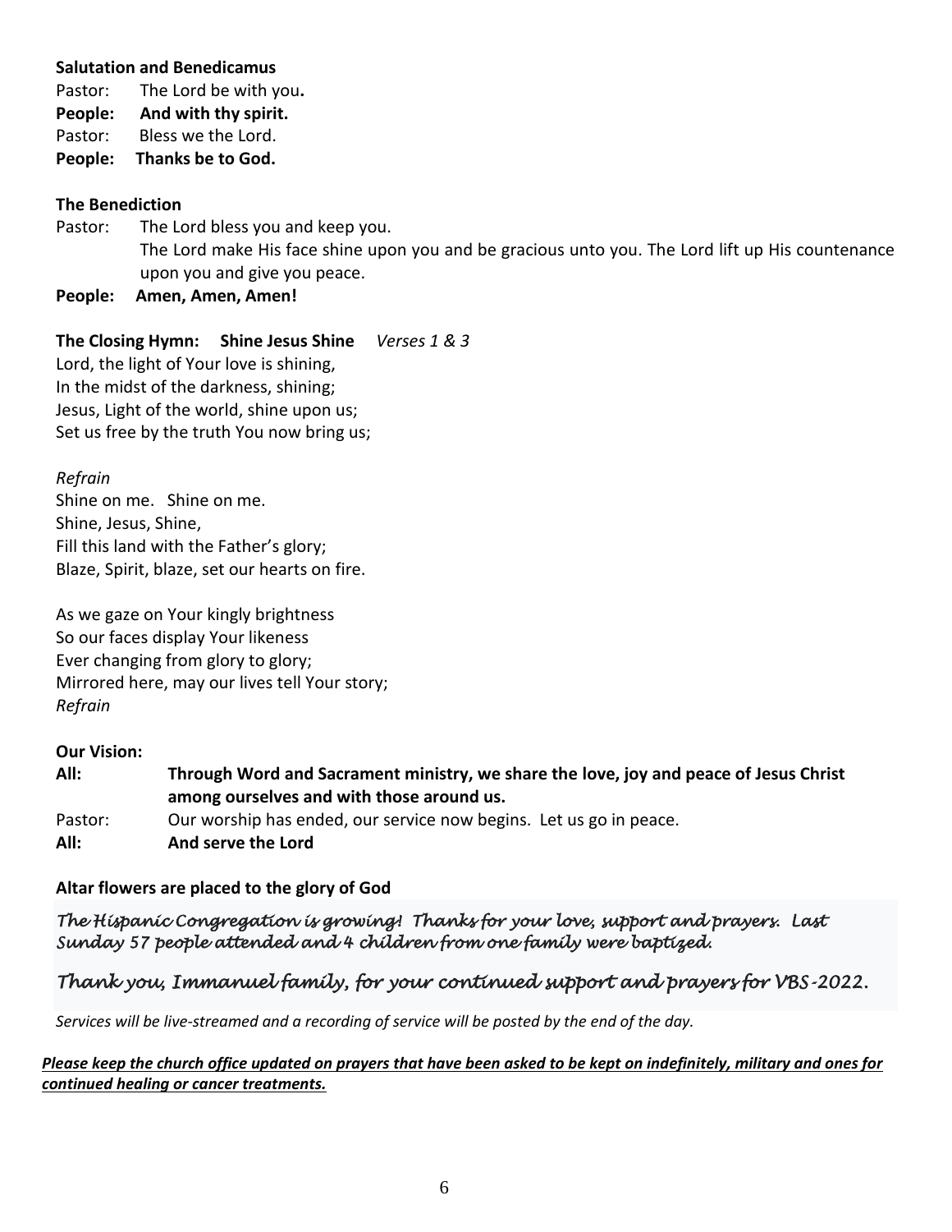**Salutation and Benedicamus**

Pastor: The Lord be with you**.**

**People: And with thy spirit.**

Pastor: Bless we the Lord.

**People: Thanks be to God.**

**The Benediction**

Pastor: The Lord bless you and keep you.
The Lord make His face shine upon you and be gracious unto you. The Lord lift up His countenance upon you and give you peace.

**People: Amen, Amen, Amen!**

**The Closing Hymn: Shine Jesus Shine** *Verses 1 & 3*

Lord, the light of Your love is shining,
In the midst of the darkness, shining;
Jesus, Light of the world, shine upon us;
Set us free by the truth You now bring us;

*Refrain*

Shine on me. Shine on me.
Shine, Jesus, Shine,
Fill this land with the Father's glory;
Blaze, Spirit, blaze, set our hearts on fire.

As we gaze on Your kingly brightness
So our faces display Your likeness
Ever changing from glory to glory;
Mirrored here, may our lives tell Your story;
*Refrain*

**Our Vision:**

**All: Through Word and Sacrament ministry, we share the love, joy and peace of Jesus Christ among ourselves and with those around us.**

Pastor: Our worship has ended, our service now begins. Let us go in peace.

**All: And serve the Lord**

**Altar flowers are placed to the glory of God**

*The Hispanic Congregation is growing! Thanks for your love, support and prayers. Last Sunday 57 people attended and 4 children from one family were baptized.*

*Thank you, Immanuel family, for your continued support and prayers for VBS-2022.*

*Services will be live-streamed and a recording of service will be posted by the end of the day.*

***<u>Please keep the church office updated on prayers that have been asked to be kept on indefinitely, military and ones for continued healing or cancer treatments.</u>***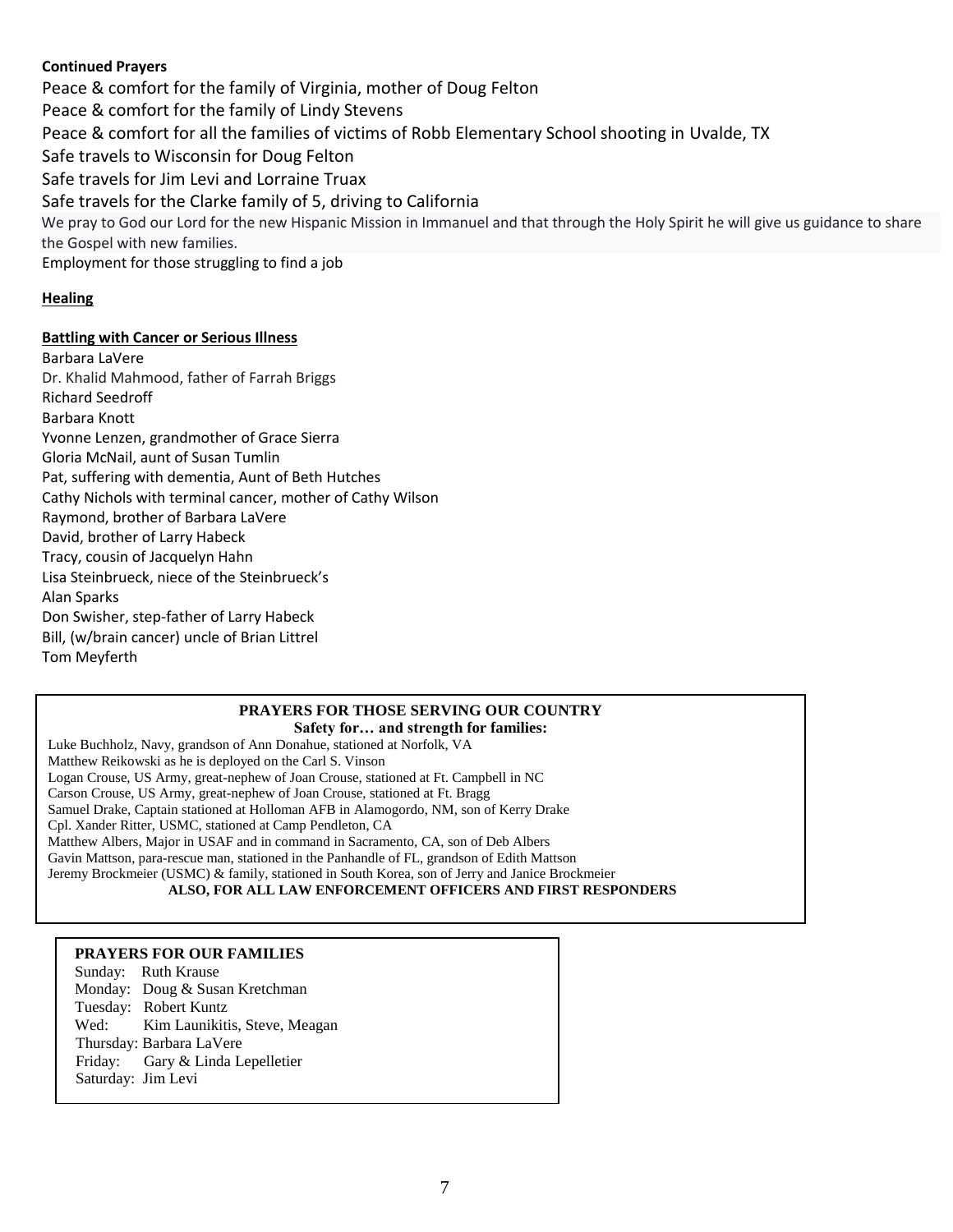**Continued Prayers**

Peace & comfort for the family of Virginia, mother of Doug Felton

Peace & comfort for the family of Lindy Stevens

Peace & comfort for all the families of victims of Robb Elementary School shooting in Uvalde, TX

Safe travels to Wisconsin for Doug Felton

Safe travels for Jim Levi and Lorraine Truax

Safe travels for the Clarke family of 5, driving to California

We pray to God our Lord for the new Hispanic Mission in Immanuel and that through the Holy Spirit he will give us guidance to share the Gospel with new families.

Employment for those struggling to find a job

**Healing**

**Battling with Cancer or Serious Illness**

Barbara LaVere
Dr. Khalid Mahmood, father of Farrah Briggs
Richard Seedroff
Barbara Knott
Yvonne Lenzen, grandmother of Grace Sierra
Gloria McNail, aunt of Susan Tumlin
Pat, suffering with dementia, Aunt of Beth Hutches
Cathy Nichols with terminal cancer, mother of Cathy Wilson
Raymond, brother of Barbara LaVere
David, brother of Larry Habeck
Tracy, cousin of Jacquelyn Hahn
Lisa Steinbrueck, niece of the Steinbrueck's
Alan Sparks
Don Swisher, step-father of Larry Habeck
Bill, (w/brain cancer) uncle of Brian Littrel
Tom Meyferth

**PRAYERS FOR THOSE SERVING OUR COUNTRY**

**Safety for… and strength for families:**

Luke Buchholz, Navy, grandson of Ann Donahue, stationed at Norfolk, VA
Matthew Reikowski as he is deployed on the Carl S. Vinson
Logan Crouse, US Army, great-nephew of Joan Crouse, stationed at Ft. Campbell in NC
Carson Crouse, US Army, great-nephew of Joan Crouse, stationed at Ft. Bragg
Samuel Drake, Captain stationed at Holloman AFB in Alamogordo, NM, son of Kerry Drake
Cpl. Xander Ritter, USMC, stationed at Camp Pendleton, CA
Matthew Albers, Major in USAF and in command in Sacramento, CA, son of Deb Albers
Gavin Mattson, para-rescue man, stationed in the Panhandle of FL, grandson of Edith Mattson
Jeremy Brockmeier (USMC) & family, stationed in South Korea, son of Jerry and Janice Brockmeier

**ALSO, FOR ALL LAW ENFORCEMENT OFFICERS AND FIRST RESPONDERS**

**PRAYERS FOR OUR FAMILIES**

Sunday: Ruth Krause
Monday: Doug & Susan Kretchman
Tuesday: Robert Kuntz
Wed: Kim Launikitis, Steve, Meagan
Thursday: Barbara LaVere
Friday: Gary & Linda Lepelletier
Saturday: Jim Levi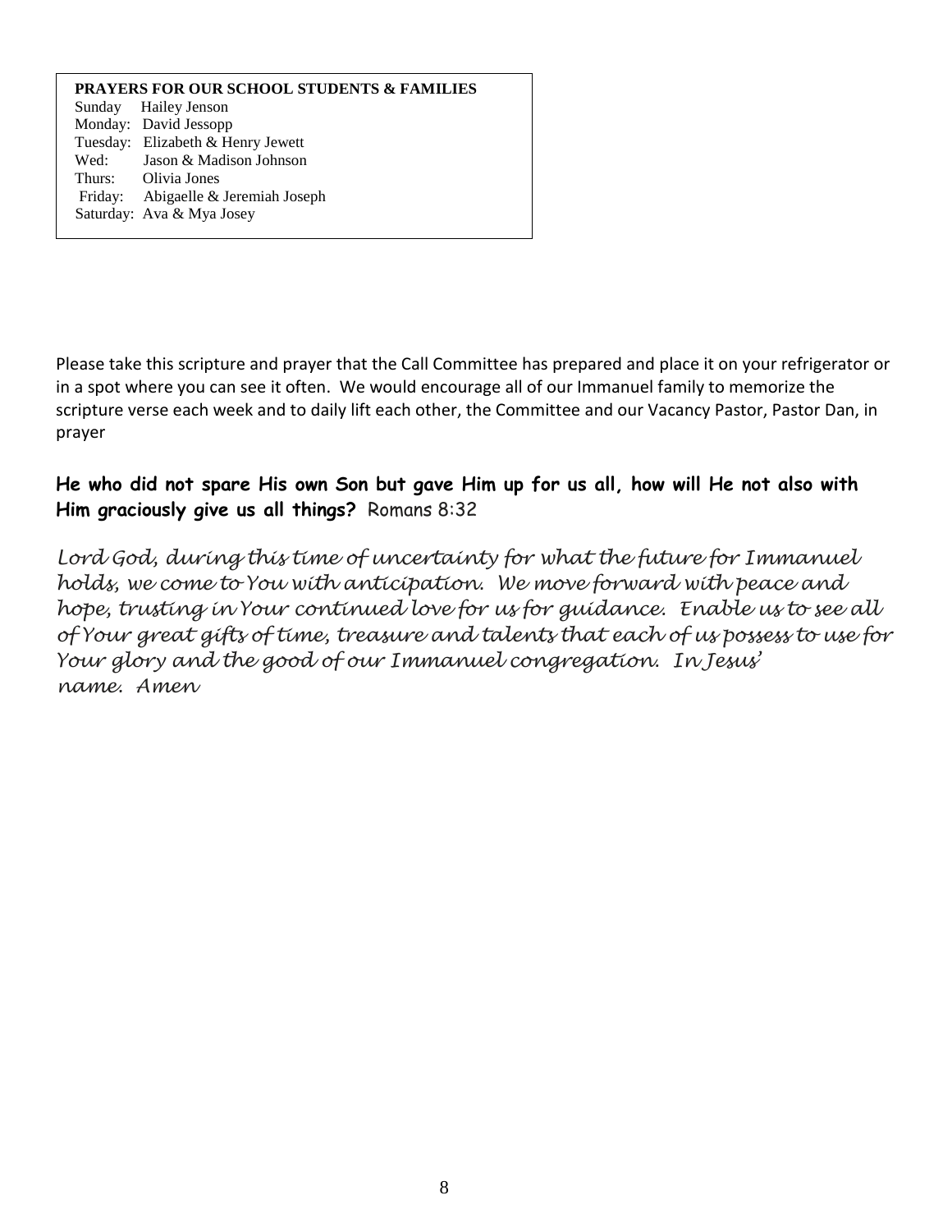**PRAYERS FOR OUR SCHOOL STUDENTS & FAMILIES**

Sunday Hailey Jenson
Monday: David Jessopp
Tuesday: Elizabeth & Henry Jewett
Wed: Jason & Madison Johnson
Thurs: Olivia Jones
Friday: Abigaelle & Jeremiah Joseph
Saturday: Ava & Mya Josey

Please take this scripture and prayer that the Call Committee has prepared and place it on your refrigerator or in a spot where you can see it often. We would encourage all of our Immanuel family to memorize the scripture verse each week and to daily lift each other, the Committee and our Vacancy Pastor, Pastor Dan, in prayer

**He who did not spare His own Son but gave Him up for us all, how will He not also with Him graciously give us all things?** Romans 8:32

*Lord God, during this time of uncertainty for what the future for Immanuel holds, we come to You with anticipation. We move forward with peace and hope, trusting in Your continued love for us for guidance. Enable us to see all of Your great gifts of time, treasure and talents that each of us possess to use for Your glory and the good of our Immanuel congregation. In Jesus' name. Amen*